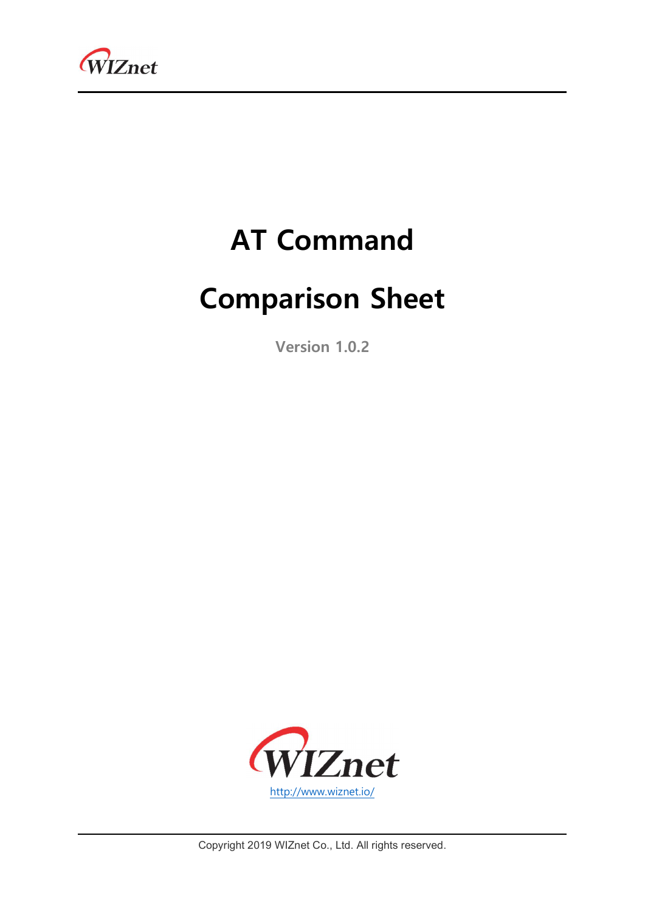# AT Command

# Comparison Sheet

Version 1.0.2

http://www.wiznet.io/

Copyright 2019 WIZnet Co., Ltd. All rights reserved.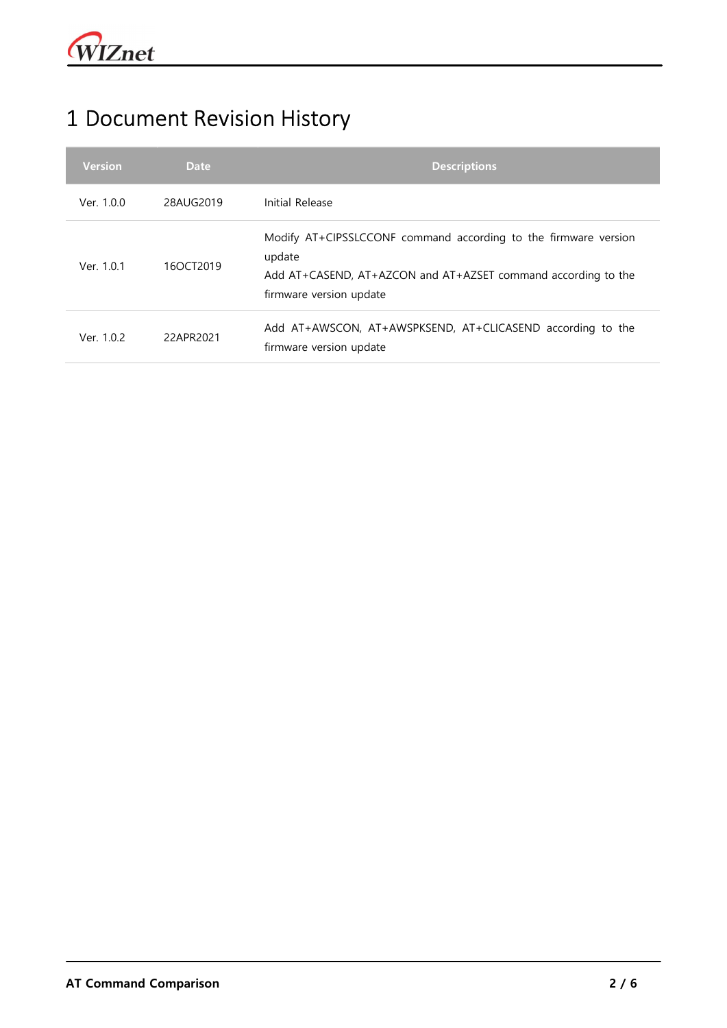# 1 Document Revision History

| Version | Date | Descriptions |
| --- | --- | --- |
| Ver. 1.0.0 | 28AUG2019 | Initial Release |
| Ver. 1.0.1 | 16OCT2019 | Modify AT+CIPSSLCCONF command according to the firmware version update<br>Add AT+CASEND, AT+AZCON and AT+AZSET command according to the firmware version update |
| Ver. 1.0.2 | 22APR2021 | Add AT+AWSCON, AT+AWSPKSEND, AT+CLICASEND according to the firmware version update |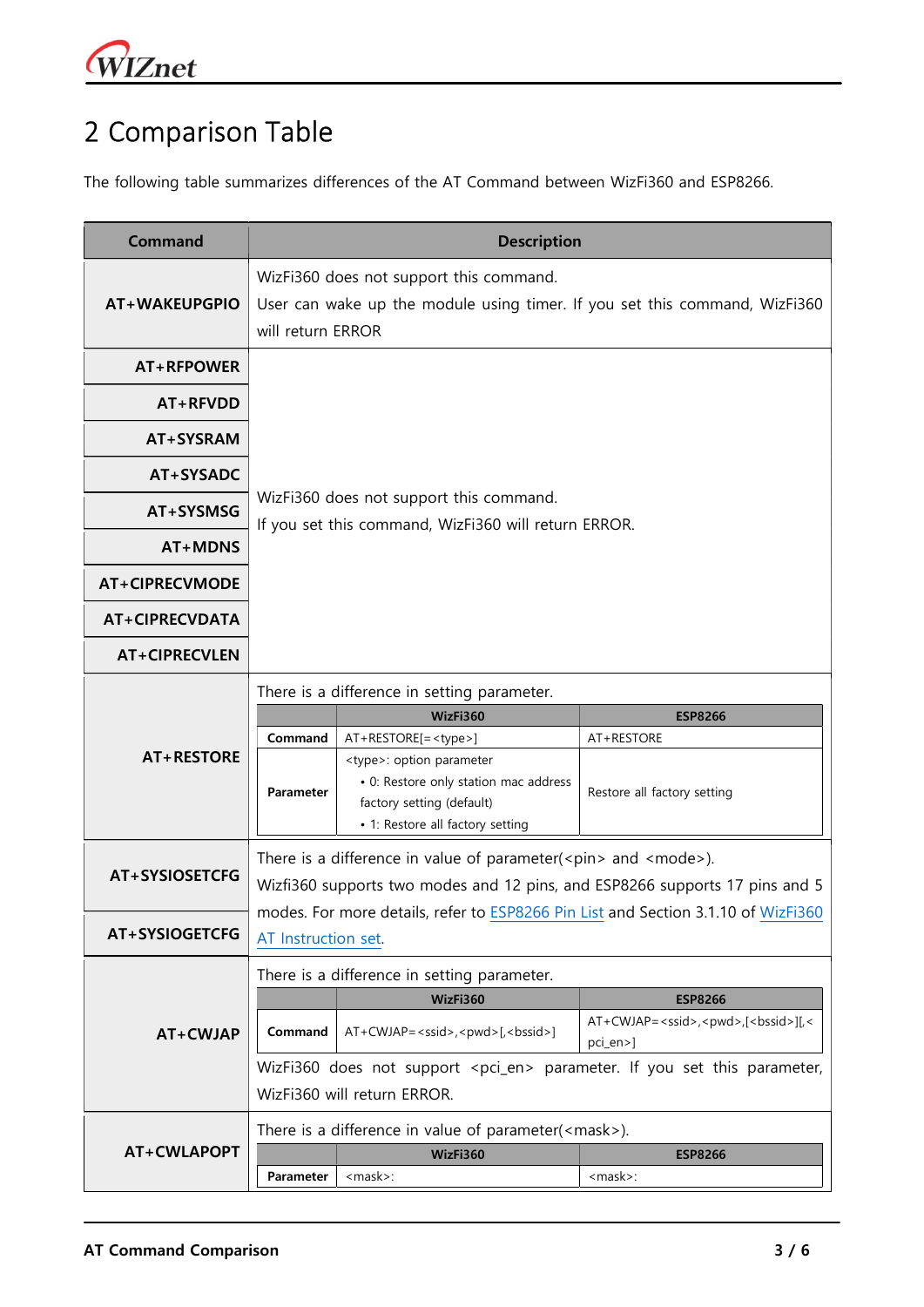# 2 Comparison Table

The following table summarizes differences of the AT Command between WizFi360 and ESP8266.

| Command | Description |
|---|---|
| **AT+WAKEUPGPIO** | WizFi360 does not support this command.<br>User can wake up the module using timer. If you set this command, WizFi360 will return ERROR |
| **AT+RFPOWER** | WizFi360 does not support this command.<br>If you set this command, WizFi360 will return ERROR. |
| **AT+RFVDD** | |
| **AT+SYSRAM** | |
| **AT+SYSADC** | |
| **AT+SYSMSG** | |
| **AT+MDNS** | |
| **AT+CIPRECVMODE** | |
| **AT+CIPRECVDATA** | |
| **AT+CIPRECVLEN** | |
| **AT+RESTORE** | There is a difference in setting parameter.<br><br>**WizFi360** / **ESP8266**<br>**Command**: AT+RESTORE[=<type>] / AT+RESTORE<br>**Parameter**: <type>: option parameter<br>• 0: Restore only station mac address factory setting (default)<br>• 1: Restore all factory setting / Restore all factory setting |
| **AT+SYSIOSETCFG** | There is a difference in value of parameter(<pin> and <mode>).<br>Wizfi360 supports two modes and 12 pins, and ESP8266 supports 17 pins and 5 modes. For more details, refer to [ESP8266 Pin List]() and Section 3.1.10 of [WizFi360 AT Instruction set](). |
| **AT+SYSIOGETCFG** | |
| **AT+CWJAP** | There is a difference in setting parameter.<br><br>**WizFi360** / **ESP8266**<br>**Command**: AT+CWJAP=<ssid>,<pwd>[,<bssid>] / AT+CWJAP=<ssid>,<pwd>,[<bssid>][,<pci_en>]<br><br>WizFi360 does not support <pci_en> parameter. If you set this parameter, WizFi360 will return ERROR. |
| **AT+CWLAPOPT** | There is a difference in value of parameter(<mask>).<br><br>**WizFi360** / **ESP8266**<br>**Parameter**: <mask>: / <mask>: |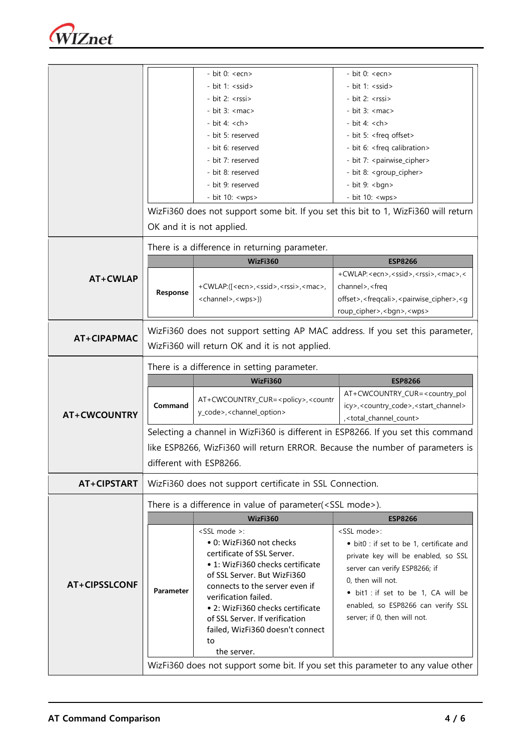| | | | |
|---|---|---|---|
| | | - bit 0: <ecn><br>- bit 1: <ssid><br>- bit 2: <rssi><br>- bit 3: <mac><br>- bit 4: <ch><br>- bit 5: reserved<br>- bit 6: reserved<br>- bit 7: reserved<br>- bit 8: reserved<br>- bit 9: reserved<br>- bit 10: <wps> | - bit 0: <ecn><br>- bit 1: <ssid><br>- bit 2: <rssi><br>- bit 3: <mac><br>- bit 4: <ch><br>- bit 5: <freq offset><br>- bit 6: <freq calibration><br>- bit 7: <pairwise_cipher><br>- bit 8: <group_cipher><br>- bit 9: <bgn><br>- bit 10: <wps> |
| | WizFi360 does not support some bit. If you set this bit to 1, WizFi360 will return OK and it is not applied. | | |
| **AT+CWLAP** | There is a difference in returning parameter. | | |
| | | **WizFi360** | **ESP8266** |
| | **Response** | +CWLAP:([<ecn>,<ssid>,<rssi>,<mac>,<channel>,<wps>)) | +CWLAP:<ecn>,<ssid>,<rssi>,<mac>,<channel>,<freq offset>,<freqcali>,<pairwise_cipher>,<group_cipher>,<bgn>,<wps> |
| **AT+CIPAPMAC** | WizFi360 does not support setting AP MAC address. If you set this parameter, WizFi360 will return OK and it is not applied. | | |
| **AT+CWCOUNTRY** | There is a difference in setting parameter. | | |
| | | **WizFi360** | **ESP8266** |
| | **Command** | AT+CWCOUNTRY_CUR=<policy>,<country_code>,<channel_option> | AT+CWCOUNTRY_CUR=<country_policy>,<country_code>,<start_channel>,<total_channel_count> |
| | Selecting a channel in WizFi360 is different in ESP8266. If you set this command like ESP8266, WizFi360 will return ERROR. Because the number of parameters is different with ESP8266. | | |
| **AT+CIPSTART** | WizFi360 does not support certificate in SSL Connection. | | |
| **AT+CIPSSLCONF** | There is a difference in value of parameter(<SSL mode>). | | |
| | | **WizFi360** | **ESP8266** |
| | **Parameter** | <SSL mode >:<br>• 0: WizFi360 not checks certificate of SSL Server.<br>• 1: WizFi360 checks certificate of SSL Server. But WizFi360 connects to the server even if verification failed.<br>• 2: WizFi360 checks certificate of SSL Server. If verification failed, WizFi360 doesn't connect to the server. | <SSL mode>:<br>• bit0 : if set to be 1, certificate and private key will be enabled, so SSL server can verify ESP8266; if 0, then will not.<br>• bit1 : if set to be 1, CA will be enabled, so ESP8266 can verify SSL server; if 0, then will not. |
| | WizFi360 does not support some bit. If you set this parameter to any value other | | |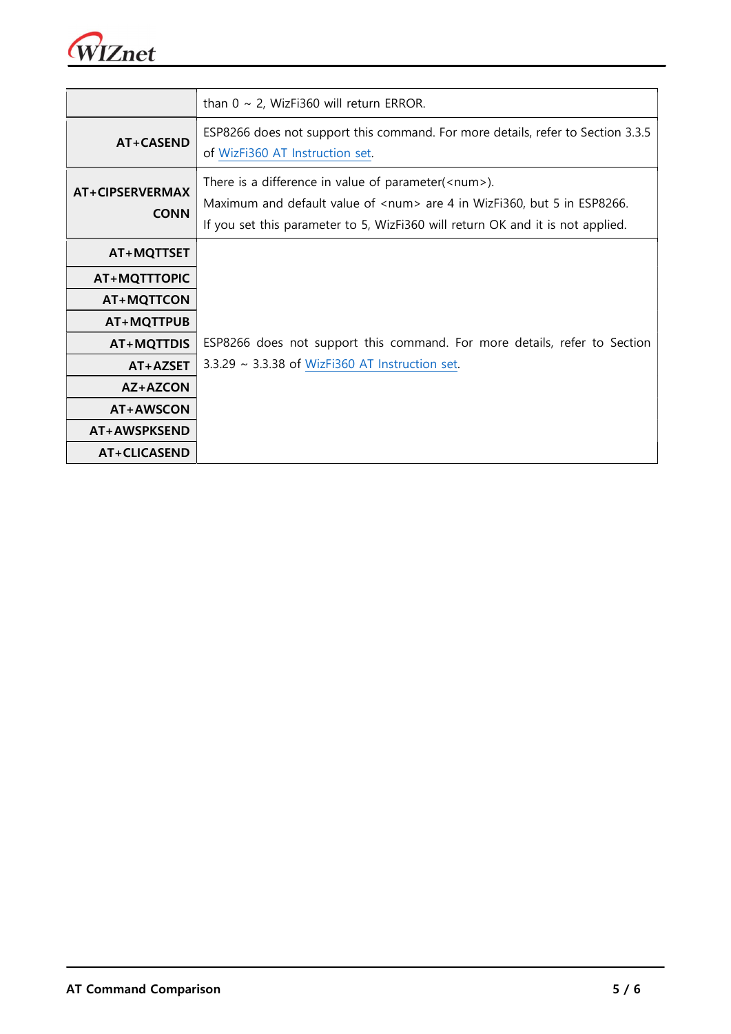| | |
|---|---|
| | than 0 ~ 2, WizFi360 will return ERROR. |
| **AT+CASEND** | ESP8266 does not support this command. For more details, refer to Section 3.3.5 of WizFi360 AT Instruction set. |
| **AT+CIPSERVERMAXCONN** | There is a difference in value of parameter(<num>).<br>Maximum and default value of <num> are 4 in WizFi360, but 5 in ESP8266.<br>If you set this parameter to 5, WizFi360 will return OK and it is not applied. |
| **AT+MQTTSET** | ESP8266 does not support this command. For more details, refer to Section 3.3.29 ~ 3.3.38 of WizFi360 AT Instruction set. |
| **AT+MQTTTOPIC** | |
| **AT+MQTTCON** | |
| **AT+MQTTPUB** | |
| **AT+MQTTDIS** | |
| **AT+AZSET** | |
| **AZ+AZCON** | |
| **AT+AWSCON** | |
| **AT+AWSPKSEND** | |
| **AT+CLICASEND** | |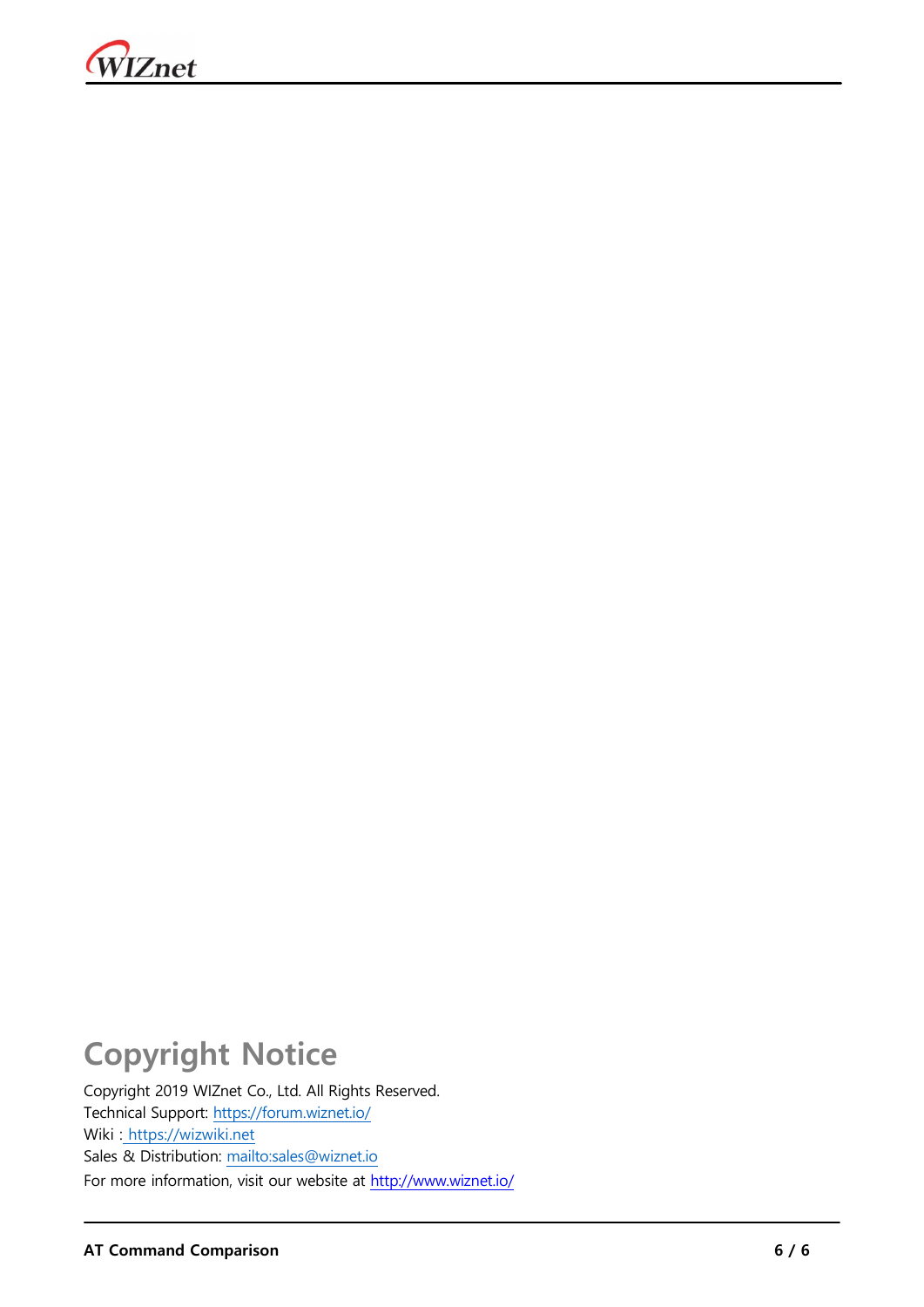# Copyright Notice

Copyright 2019 WIZnet Co., Ltd. All Rights Reserved.
Technical Support: https://forum.wiznet.io/
Wiki : https://wizwiki.net
Sales & Distribution: mailto:sales@wiznet.io
For more information, visit our website at http://www.wiznet.io/